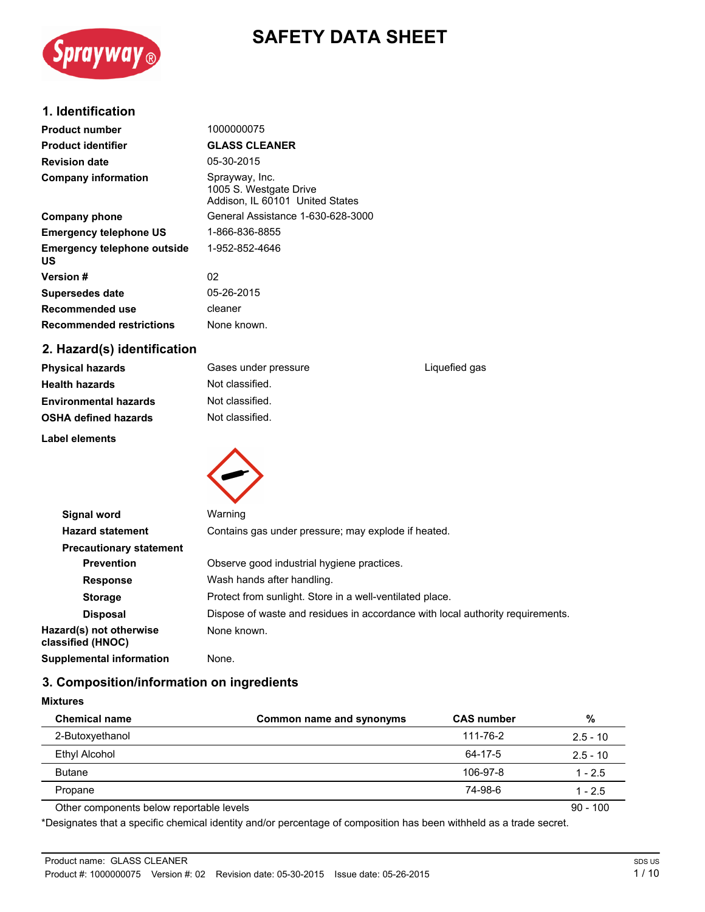# SAFETY DATA SHEET

## 1. Identification

| | |
|---|---|
| **Product number** | 1000000075 |
| **Product identifier** | **GLASS CLEANER** |
| **Revision date** | 05-30-2015 |
| **Company information** | Sprayway, Inc.<br>1005 S. Westgate Drive<br>Addison, IL 60101 United States |
| **Company phone** | General Assistance 1-630-628-3000 |
| **Emergency telephone US** | 1-866-836-8855 |
| **Emergency telephone outside US** | 1-952-852-4646 |
| **Version #** | 02 |
| **Supersedes date** | 05-26-2015 |
| **Recommended use** | cleaner |
| **Recommended restrictions** | None known. |

## 2. Hazard(s) identification

| | | |
|---|---|---|
| **Physical hazards** | Gases under pressure | Liquefied gas |
| **Health hazards** | Not classified. | |
| **Environmental hazards** | Not classified. | |
| **OSHA defined hazards** | Not classified. | |

**Label elements**

| | |
|---|---|
| **Signal word** | Warning |
| **Hazard statement** | Contains gas under pressure; may explode if heated. |
| **Precautionary statement** | |
| **Prevention** | Observe good industrial hygiene practices. |
| **Response** | Wash hands after handling. |
| **Storage** | Protect from sunlight. Store in a well-ventilated place. |
| **Disposal** | Dispose of waste and residues in accordance with local authority requirements. |
| **Hazard(s) not otherwise classified (HNOC)** | None known. |
| **Supplemental information** | None. |

## 3. Composition/information on ingredients

**Mixtures**

| Chemical name | Common name and synonyms | CAS number | % |
|---|---|---|---|
| 2-Butoxyethanol | | 111-76-2 | 2.5 - 10 |
| Ethyl Alcohol | | 64-17-5 | 2.5 - 10 |
| Butane | | 106-97-8 | 1 - 2.5 |
| Propane | | 74-98-6 | 1 - 2.5 |
| Other components below reportable levels | | | 90 - 100 |

*Designates that a specific chemical identity and/or percentage of composition has been withheld as a trade secret.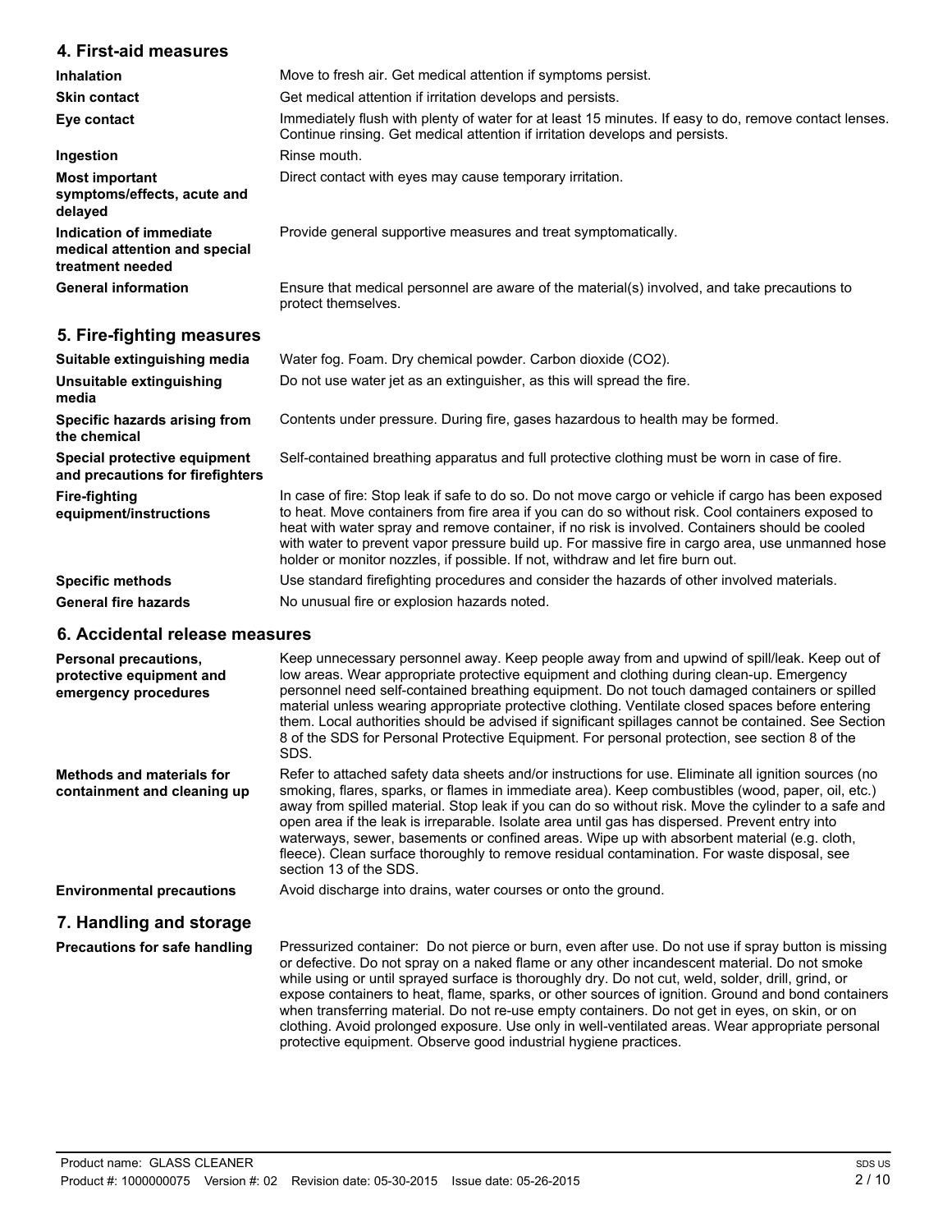## 4. First-aid measures

| | |
|---|---|
| **Inhalation** | Move to fresh air. Get medical attention if symptoms persist. |
| **Skin contact** | Get medical attention if irritation develops and persists. |
| **Eye contact** | Immediately flush with plenty of water for at least 15 minutes. If easy to do, remove contact lenses. Continue rinsing. Get medical attention if irritation develops and persists. |
| **Ingestion** | Rinse mouth. |
| **Most important symptoms/effects, acute and delayed** | Direct contact with eyes may cause temporary irritation. |
| **Indication of immediate medical attention and special treatment needed** | Provide general supportive measures and treat symptomatically. |
| **General information** | Ensure that medical personnel are aware of the material(s) involved, and take precautions to protect themselves. |

## 5. Fire-fighting measures

| | |
|---|---|
| **Suitable extinguishing media** | Water fog. Foam. Dry chemical powder. Carbon dioxide ($CO_2$). |
| **Unsuitable extinguishing media** | Do not use water jet as an extinguisher, as this will spread the fire. |
| **Specific hazards arising from the chemical** | Contents under pressure. During fire, gases hazardous to health may be formed. |
| **Special protective equipment and precautions for firefighters** | Self-contained breathing apparatus and full protective clothing must be worn in case of fire. |
| **Fire-fighting equipment/instructions** | In case of fire: Stop leak if safe to do so. Do not move cargo or vehicle if cargo has been exposed to heat. Move containers from fire area if you can do so without risk. Cool containers exposed to heat with water spray and remove container, if no risk is involved. Containers should be cooled with water to prevent vapor pressure build up. For massive fire in cargo area, use unmanned hose holder or monitor nozzles, if possible. If not, withdraw and let fire burn out. |
| **Specific methods** | Use standard firefighting procedures and consider the hazards of other involved materials. |
| **General fire hazards** | No unusual fire or explosion hazards noted. |

## 6. Accidental release measures

| | |
|---|---|
| **Personal precautions, protective equipment and emergency procedures** | Keep unnecessary personnel away. Keep people away from and upwind of spill/leak. Keep out of low areas. Wear appropriate protective equipment and clothing during clean-up. Emergency personnel need self-contained breathing equipment. Do not touch damaged containers or spilled material unless wearing appropriate protective clothing. Ventilate closed spaces before entering them. Local authorities should be advised if significant spillages cannot be contained. See Section 8 of the SDS for Personal Protective Equipment. For personal protection, see section 8 of the SDS. |
| **Methods and materials for containment and cleaning up** | Refer to attached safety data sheets and/or instructions for use. Eliminate all ignition sources (no smoking, flares, sparks, or flames in immediate area). Keep combustibles (wood, paper, oil, etc.) away from spilled material. Stop leak if you can do so without risk. Move the cylinder to a safe and open area if the leak is irreparable. Isolate area until gas has dispersed. Prevent entry into waterways, sewer, basements or confined areas. Wipe up with absorbent material (e.g. cloth, fleece). Clean surface thoroughly to remove residual contamination. For waste disposal, see section 13 of the SDS. |
| **Environmental precautions** | Avoid discharge into drains, water courses or onto the ground. |

## 7. Handling and storage

| | |
|---|---|
| **Precautions for safe handling** | Pressurized container: Do not pierce or burn, even after use. Do not use if spray button is missing or defective. Do not spray on a naked flame or any other incandescent material. Do not smoke while using or until sprayed surface is thoroughly dry. Do not cut, weld, solder, drill, grind, or expose containers to heat, flame, sparks, or other sources of ignition. Ground and bond containers when transferring material. Do not re-use empty containers. Do not get in eyes, on skin, or on clothing. Avoid prolonged exposure. Use only in well-ventilated areas. Wear appropriate personal protective equipment. Observe good industrial hygiene practices. |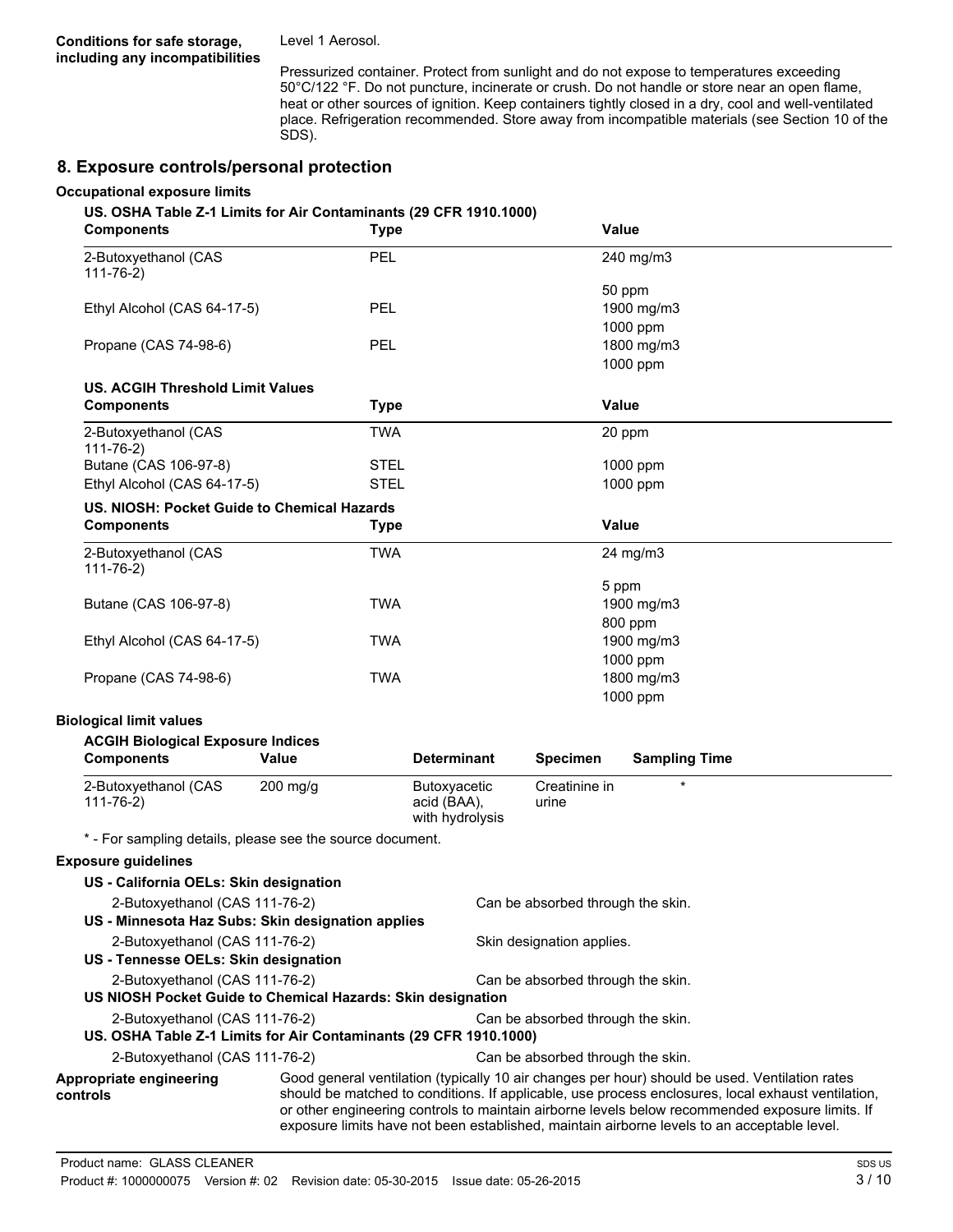**Conditions for safe storage, including any incompatibilities**

Level 1 Aerosol.

Pressurized container. Protect from sunlight and do not expose to temperatures exceeding 50°C/122 °F. Do not puncture, incinerate or crush. Do not handle or store near an open flame, heat or other sources of ignition. Keep containers tightly closed in a dry, cool and well-ventilated place. Refrigeration recommended. Store away from incompatible materials (see Section 10 of the SDS).

## 8. Exposure controls/personal protection

### Occupational exposure limits

**US. OSHA Table Z-1 Limits for Air Contaminants (29 CFR 1910.1000)**

| Components | Type | Value |
|---|---|---|
| 2-Butoxyethanol (CAS 111-76-2) | PEL | 240 mg/m3 |
| | | 50 ppm |
| Ethyl Alcohol (CAS 64-17-5) | PEL | 1900 mg/m3 |
| | | 1000 ppm |
| Propane (CAS 74-98-6) | PEL | 1800 mg/m3 |
| | | 1000 ppm |

**US. ACGIH Threshold Limit Values**

| Components | Type | Value |
|---|---|---|
| 2-Butoxyethanol (CAS 111-76-2) | TWA | 20 ppm |
| Butane (CAS 106-97-8) | STEL | 1000 ppm |
| Ethyl Alcohol (CAS 64-17-5) | STEL | 1000 ppm |

**US. NIOSH: Pocket Guide to Chemical Hazards**

| Components | Type | Value |
|---|---|---|
| 2-Butoxyethanol (CAS 111-76-2) | TWA | 24 mg/m3 |
| | | 5 ppm |
| Butane (CAS 106-97-8) | TWA | 1900 mg/m3 |
| | | 800 ppm |
| Ethyl Alcohol (CAS 64-17-5) | TWA | 1900 mg/m3 |
| | | 1000 ppm |
| Propane (CAS 74-98-6) | TWA | 1800 mg/m3 |
| | | 1000 ppm |

### Biological limit values

**ACGIH Biological Exposure Indices**

| Components | Value | Determinant | Specimen | Sampling Time |
|---|---|---|---|---|
| 2-Butoxyethanol (CAS 111-76-2) | 200 mg/g | Butoxyacetic acid (BAA), with hydrolysis | Creatinine in urine | * |

* - For sampling details, please see the source document.

### Exposure guidelines

**US - California OELs: Skin designation**

2-Butoxyethanol (CAS 111-76-2) — Can be absorbed through the skin.

**US - Minnesota Haz Subs: Skin designation applies**

2-Butoxyethanol (CAS 111-76-2) — Skin designation applies.

**US - Tennesse OELs: Skin designation**

2-Butoxyethanol (CAS 111-76-2) — Can be absorbed through the skin.

**US NIOSH Pocket Guide to Chemical Hazards: Skin designation**

2-Butoxyethanol (CAS 111-76-2) — Can be absorbed through the skin.

**US. OSHA Table Z-1 Limits for Air Contaminants (29 CFR 1910.1000)**

2-Butoxyethanol (CAS 111-76-2) — Can be absorbed through the skin.

**Appropriate engineering controls**

Good general ventilation (typically 10 air changes per hour) should be used. Ventilation rates should be matched to conditions. If applicable, use process enclosures, local exhaust ventilation, or other engineering controls to maintain airborne levels below recommended exposure limits. If exposure limits have not been established, maintain airborne levels to an acceptable level.

Product name: GLASS CLEANER
Product #: 1000000075 Version #: 02 Revision date: 05-30-2015 Issue date: 05-26-2015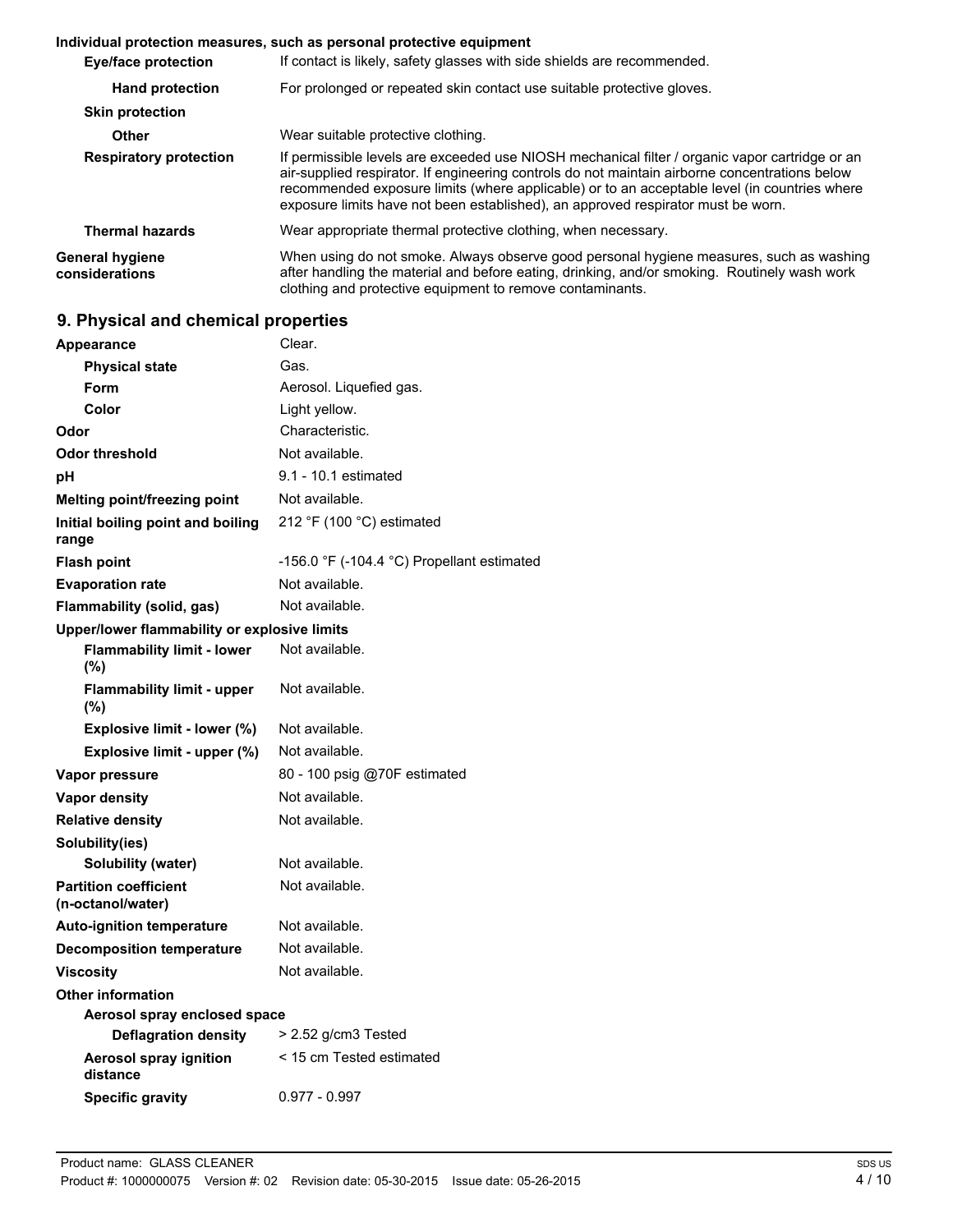**Individual protection measures, such as personal protective equipment**

| | |
|---|---|
| **Eye/face protection** | If contact is likely, safety glasses with side shields are recommended. |
| **Hand protection** | For prolonged or repeated skin contact use suitable protective gloves. |
| **Skin protection** | |
| **Other** | Wear suitable protective clothing. |
| **Respiratory protection** | If permissible levels are exceeded use NIOSH mechanical filter / organic vapor cartridge or an air-supplied respirator. If engineering controls do not maintain airborne concentrations below recommended exposure limits (where applicable) or to an acceptable level (in countries where exposure limits have not been established), an approved respirator must be worn. |
| **Thermal hazards** | Wear appropriate thermal protective clothing, when necessary. |
| **General hygiene considerations** | When using do not smoke. Always observe good personal hygiene measures, such as washing after handling the material and before eating, drinking, and/or smoking. Routinely wash work clothing and protective equipment to remove contaminants. |

## 9. Physical and chemical properties

| | |
|---|---|
| **Appearance** | Clear. |
| **Physical state** | Gas. |
| **Form** | Aerosol. Liquefied gas. |
| **Color** | Light yellow. |
| **Odor** | Characteristic. |
| **Odor threshold** | Not available. |
| **pH** | 9.1 - 10.1 estimated |
| **Melting point/freezing point** | Not available. |
| **Initial boiling point and boiling range** | 212 °F (100 °C) estimated |
| **Flash point** | -156.0 °F (-104.4 °C) Propellant estimated |
| **Evaporation rate** | Not available. |
| **Flammability (solid, gas)** | Not available. |
| **Upper/lower flammability or explosive limits** | |
| **Flammability limit - lower (%)** | Not available. |
| **Flammability limit - upper (%)** | Not available. |
| **Explosive limit - lower (%)** | Not available. |
| **Explosive limit - upper (%)** | Not available. |
| **Vapor pressure** | 80 - 100 psig @70F estimated |
| **Vapor density** | Not available. |
| **Relative density** | Not available. |
| **Solubility(ies)** | |
| **Solubility (water)** | Not available. |
| **Partition coefficient (n-octanol/water)** | Not available. |
| **Auto-ignition temperature** | Not available. |
| **Decomposition temperature** | Not available. |
| **Viscosity** | Not available. |
| **Other information** | |
| **Aerosol spray enclosed space** | |
| **Deflagration density** | > 2.52 g/cm3 Tested |
| **Aerosol spray ignition distance** | < 15 cm Tested estimated |
| **Specific gravity** | 0.977 - 0.997 |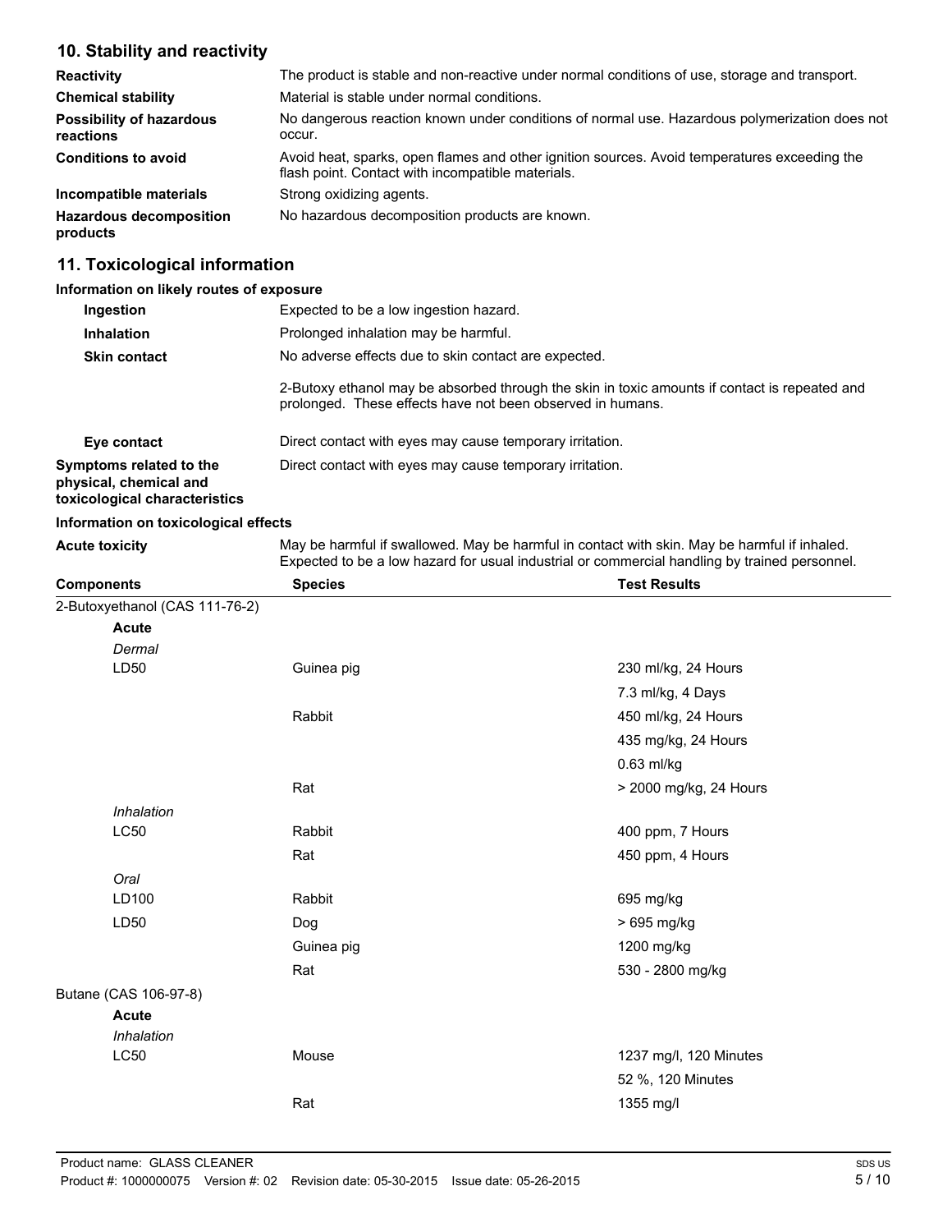## 10. Stability and reactivity

| | |
|---|---|
| **Reactivity** | The product is stable and non-reactive under normal conditions of use, storage and transport. |
| **Chemical stability** | Material is stable under normal conditions. |
| **Possibility of hazardous reactions** | No dangerous reaction known under conditions of normal use. Hazardous polymerization does not occur. |
| **Conditions to avoid** | Avoid heat, sparks, open flames and other ignition sources. Avoid temperatures exceeding the flash point. Contact with incompatible materials. |
| **Incompatible materials** | Strong oxidizing agents. |
| **Hazardous decomposition products** | No hazardous decomposition products are known. |

## 11. Toxicological information

**Information on likely routes of exposure**

| | |
|---|---|
| **Ingestion** | Expected to be a low ingestion hazard. |
| **Inhalation** | Prolonged inhalation may be harmful. |
| **Skin contact** | No adverse effects due to skin contact are expected.<br><br>2-Butoxy ethanol may be absorbed through the skin in toxic amounts if contact is repeated and prolonged. These effects have not been observed in humans. |
| **Eye contact** | Direct contact with eyes may cause temporary irritation. |
| **Symptoms related to the physical, chemical and toxicological characteristics** | Direct contact with eyes may cause temporary irritation. |

**Information on toxicological effects**

**Acute toxicity** May be harmful if swallowed. May be harmful in contact with skin. May be harmful if inhaled. Expected to be a low hazard for usual industrial or commercial handling by trained personnel.

| Components | Species | Test Results |
|---|---|---|
| 2-Butoxyethanol (CAS 111-76-2) | | |
| **Acute** | | |
| *Dermal* | | |
| LD50 | Guinea pig | 230 ml/kg, 24 Hours |
| | | 7.3 ml/kg, 4 Days |
| | Rabbit | 450 ml/kg, 24 Hours |
| | | 435 mg/kg, 24 Hours |
| | | 0.63 ml/kg |
| | Rat | > 2000 mg/kg, 24 Hours |
| *Inhalation* | | |
| LC50 | Rabbit | 400 ppm, 7 Hours |
| | Rat | 450 ppm, 4 Hours |
| *Oral* | | |
| LD100 | Rabbit | 695 mg/kg |
| LD50 | Dog | > 695 mg/kg |
| | Guinea pig | 1200 mg/kg |
| | Rat | 530 - 2800 mg/kg |
| Butane (CAS 106-97-8) | | |
| **Acute** | | |
| *Inhalation* | | |
| LC50 | Mouse | 1237 mg/l, 120 Minutes |
| | | 52 %, 120 Minutes |
| | Rat | 1355 mg/l |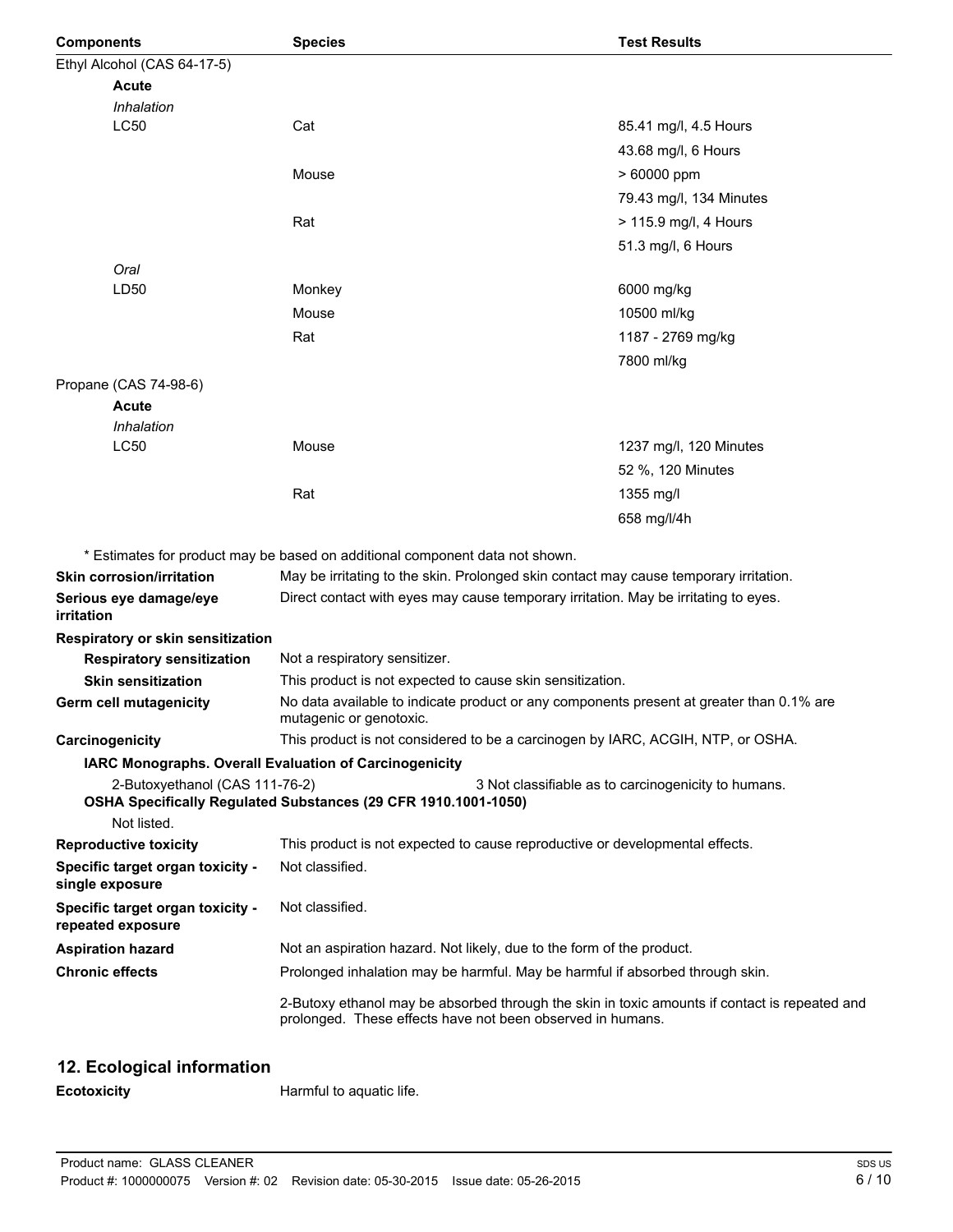| Components | Species | Test Results |
| --- | --- | --- |
| Ethyl Alcohol (CAS 64-17-5) | | |
| **Acute** | | |
| *Inhalation* | | |
| LC50 | Cat | 85.41 mg/l, 4.5 Hours |
| | | 43.68 mg/l, 6 Hours |
| | Mouse | > 60000 ppm |
| | | 79.43 mg/l, 134 Minutes |
| | Rat | > 115.9 mg/l, 4 Hours |
| | | 51.3 mg/l, 6 Hours |
| *Oral* | | |
| LD50 | Monkey | 6000 mg/kg |
| | Mouse | 10500 ml/kg |
| | Rat | 1187 - 2769 mg/kg |
| | | 7800 ml/kg |
| Propane (CAS 74-98-6) | | |
| **Acute** | | |
| *Inhalation* | | |
| LC50 | Mouse | 1237 mg/l, 120 Minutes |
| | | 52 %, 120 Minutes |
| | Rat | 1355 mg/l |
| | | 658 mg/l/4h |

* Estimates for product may be based on additional component data not shown.

**Skin corrosion/irritation** May be irritating to the skin. Prolonged skin contact may cause temporary irritation.

**Serious eye damage/eye irritation** Direct contact with eyes may cause temporary irritation. May be irritating to eyes.

**Respiratory or skin sensitization**

**Respiratory sensitization** Not a respiratory sensitizer.

**Skin sensitization** This product is not expected to cause skin sensitization.

**Germ cell mutagenicity** No data available to indicate product or any components present at greater than 0.1% are mutagenic or genotoxic.

**Carcinogenicity** This product is not considered to be a carcinogen by IARC, ACGIH, NTP, or OSHA.

**IARC Monographs. Overall Evaluation of Carcinogenicity**

2-Butoxyethanol (CAS 111-76-2) 3 Not classifiable as to carcinogenicity to humans.

**OSHA Specifically Regulated Substances (29 CFR 1910.1001-1050)**

Not listed.

**Reproductive toxicity** This product is not expected to cause reproductive or developmental effects.

**Specific target organ toxicity - single exposure** Not classified.

**Specific target organ toxicity - repeated exposure** Not classified.

**Aspiration hazard** Not an aspiration hazard. Not likely, due to the form of the product.

**Chronic effects** Prolonged inhalation may be harmful. May be harmful if absorbed through skin.

2-Butoxy ethanol may be absorbed through the skin in toxic amounts if contact is repeated and prolonged. These effects have not been observed in humans.

## 12. Ecological information

**Ecotoxicity** Harmful to aquatic life.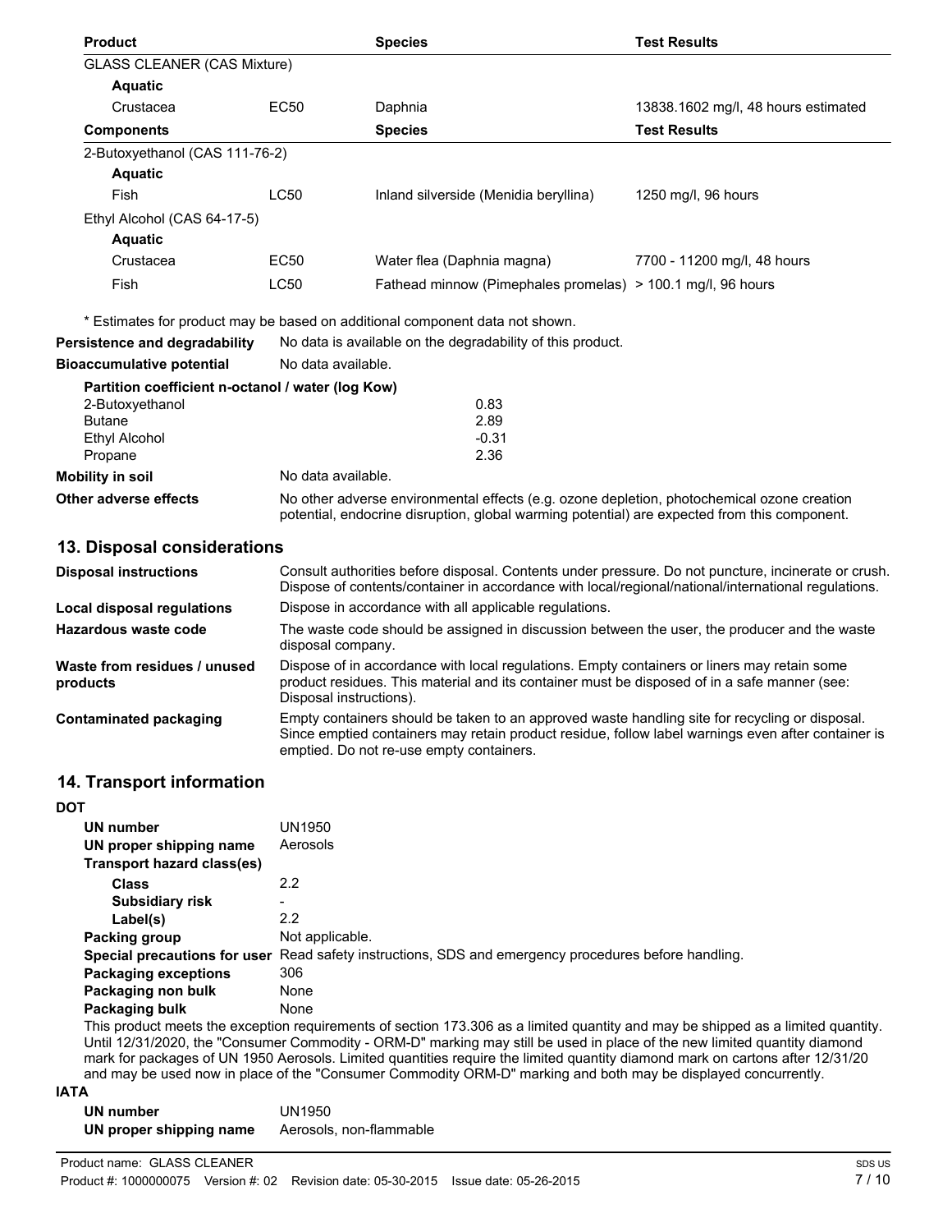| Product | | Species | Test Results |
|---|---|---|---|
| GLASS CLEANER (CAS Mixture) | | | |
| **Aquatic** | | | |
| Crustacea | EC50 | Daphnia | 13838.1602 mg/l, 48 hours estimated |
| **Components** | | **Species** | **Test Results** |
| 2-Butoxyethanol (CAS 111-76-2) | | | |
| **Aquatic** | | | |
| Fish | LC50 | Inland silverside (Menidia beryllina) | 1250 mg/l, 96 hours |
| Ethyl Alcohol (CAS 64-17-5) | | | |
| **Aquatic** | | | |
| Crustacea | EC50 | Water flea (Daphnia magna) | 7700 - 11200 mg/l, 48 hours |
| Fish | LC50 | Fathead minnow (Pimephales promelas) | > 100.1 mg/l, 96 hours |

* Estimates for product may be based on additional component data not shown.

**Persistence and degradability** No data is available on the degradability of this product.

**Bioaccumulative potential** No data available.

**Partition coefficient n-octanol / water (log Kow)**

| | |
|---|---|
| 2-Butoxyethanol | 0.83 |
| Butane | 2.89 |
| Ethyl Alcohol | -0.31 |
| Propane | 2.36 |

**Mobility in soil** No data available.

**Other adverse effects** No other adverse environmental effects (e.g. ozone depletion, photochemical ozone creation potential, endocrine disruption, global warming potential) are expected from this component.

## 13. Disposal considerations

**Disposal instructions** Consult authorities before disposal. Contents under pressure. Do not puncture, incinerate or crush. Dispose of contents/container in accordance with local/regional/national/international regulations.

**Local disposal regulations** Dispose in accordance with all applicable regulations.

**Hazardous waste code** The waste code should be assigned in discussion between the user, the producer and the waste disposal company.

**Waste from residues / unused products** Dispose of in accordance with local regulations. Empty containers or liners may retain some product residues. This material and its container must be disposed of in a safe manner (see: Disposal instructions).

**Contaminated packaging** Empty containers should be taken to an approved waste handling site for recycling or disposal. Since emptied containers may retain product residue, follow label warnings even after container is emptied. Do not re-use empty containers.

## 14. Transport information

**DOT**

**UN number** UN1950

**UN proper shipping name** Aerosols

**Transport hazard class(es)**

**Class** 2.2

**Subsidiary risk** -

**Label(s)** 2.2

**Packing group** Not applicable.

**Special precautions for user** Read safety instructions, SDS and emergency procedures before handling.

**Packaging exceptions** 306

**Packaging non bulk** None

**Packaging bulk** None

This product meets the exception requirements of section 173.306 as a limited quantity and may be shipped as a limited quantity. Until 12/31/2020, the "Consumer Commodity - ORM-D" marking may still be used in place of the new limited quantity diamond mark for packages of UN 1950 Aerosols. Limited quantities require the limited quantity diamond mark on cartons after 12/31/20 and may be used now in place of the "Consumer Commodity ORM-D" marking and both may be displayed concurrently.

**IATA**

**UN number** UN1950

**UN proper shipping name** Aerosols, non-flammable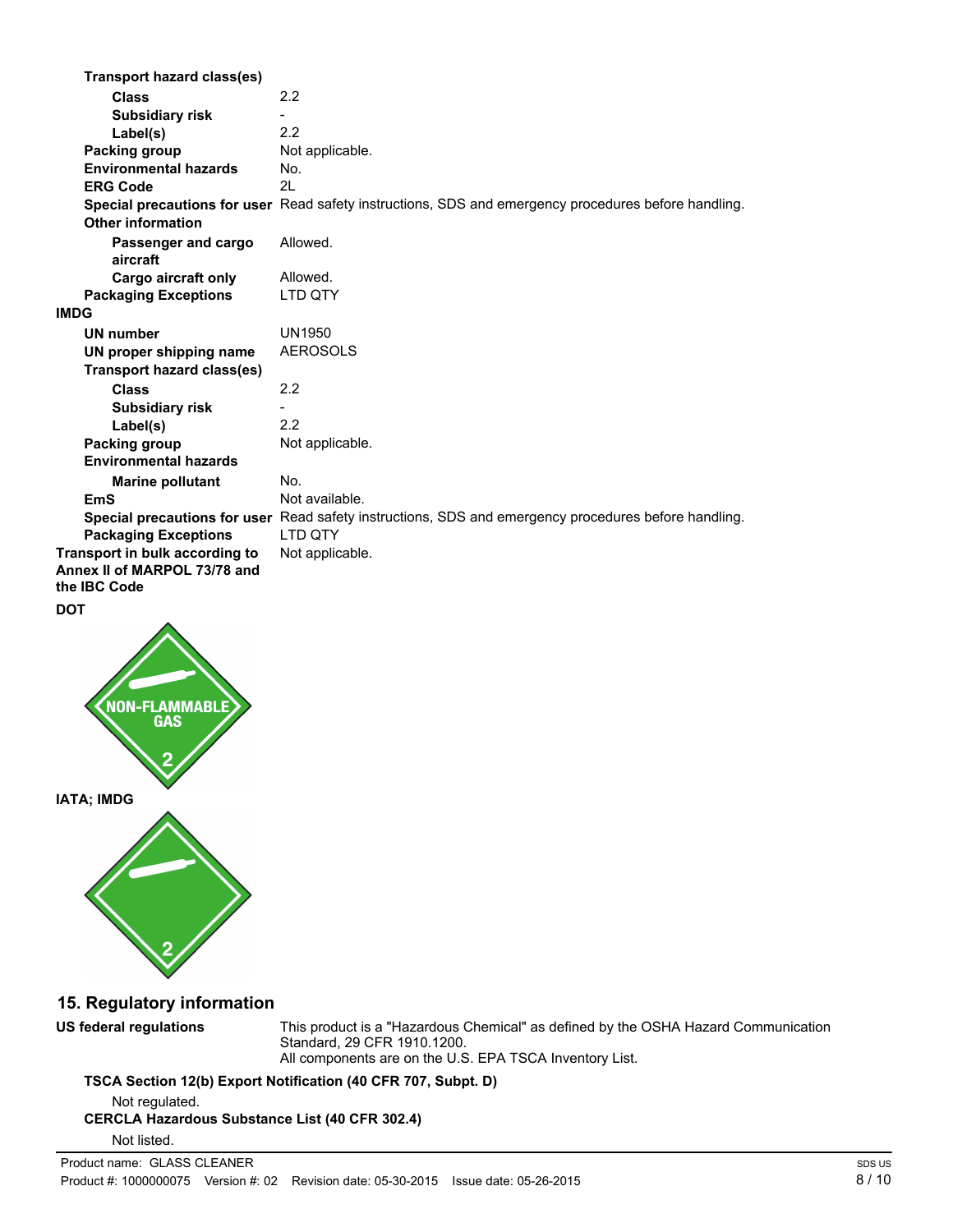**Transport hazard class(es)**

| | |
|---|---|
| **Class** | 2.2 |
| **Subsidiary risk** | - |
| **Label(s)** | 2.2 |
| **Packing group** | Not applicable. |
| **Environmental hazards** | No. |
| **ERG Code** | 2L |
| **Special precautions for user** | Read safety instructions, SDS and emergency procedures before handling. |

**Other information**

| | |
|---|---|
| **Passenger and cargo aircraft** | Allowed. |
| **Cargo aircraft only** | Allowed. |
| **Packaging Exceptions** | LTD QTY |

**IMDG**

| | |
|---|---|
| **UN number** | UN1950 |
| **UN proper shipping name** | AEROSOLS |

**Transport hazard class(es)**

| | |
|---|---|
| **Class** | 2.2 |
| **Subsidiary risk** | - |
| **Label(s)** | 2.2 |
| **Packing group** | Not applicable. |

**Environmental hazards**

| | |
|---|---|
| **Marine pollutant** | No. |
| **EmS** | Not available. |
| **Special precautions for user** | Read safety instructions, SDS and emergency procedures before handling. |
| **Packaging Exceptions** | LTD QTY |
| **Transport in bulk according to Annex II of MARPOL 73/78 and the IBC Code** | Not applicable. |

**DOT**

NON-FLAMMABLE GAS

2

**IATA; IMDG**

2

## 15. Regulatory information

**US federal regulations**

This product is a "Hazardous Chemical" as defined by the OSHA Hazard Communication Standard, 29 CFR 1910.1200.
All components are on the U.S. EPA TSCA Inventory List.

**TSCA Section 12(b) Export Notification (40 CFR 707, Subpt. D)**

Not regulated.

**CERCLA Hazardous Substance List (40 CFR 302.4)**

Not listed.

Product name: GLASS CLEANER
Product #: 1000000075 Version #: 02 Revision date: 05-30-2015 Issue date: 05-26-2015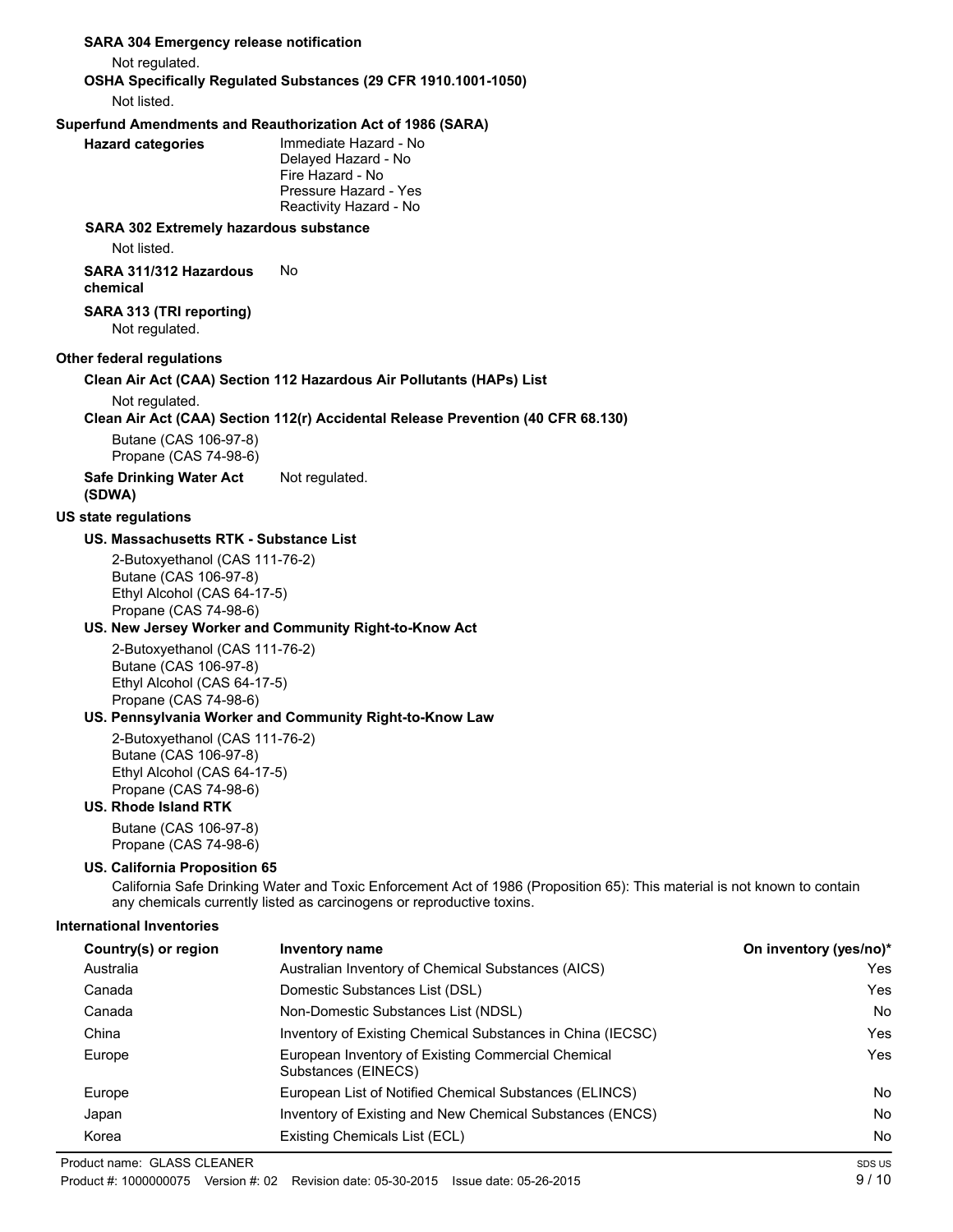**SARA 304 Emergency release notification**

Not regulated.

**OSHA Specifically Regulated Substances (29 CFR 1910.1001-1050)**

Not listed.

**Superfund Amendments and Reauthorization Act of 1986 (SARA)**

**Hazard categories**

Immediate Hazard - No
Delayed Hazard - No
Fire Hazard - No
Pressure Hazard - Yes
Reactivity Hazard - No

**SARA 302 Extremely hazardous substance**

Not listed.

**SARA 311/312 Hazardous chemical** No

**SARA 313 (TRI reporting)**

Not regulated.

**Other federal regulations**

**Clean Air Act (CAA) Section 112 Hazardous Air Pollutants (HAPs) List**

Not regulated.

**Clean Air Act (CAA) Section 112(r) Accidental Release Prevention (40 CFR 68.130)**

Butane (CAS 106-97-8)
Propane (CAS 74-98-6)

**Safe Drinking Water Act (SDWA)** Not regulated.

**US state regulations**

**US. Massachusetts RTK - Substance List**

2-Butoxyethanol (CAS 111-76-2)
Butane (CAS 106-97-8)
Ethyl Alcohol (CAS 64-17-5)
Propane (CAS 74-98-6)

**US. New Jersey Worker and Community Right-to-Know Act**

2-Butoxyethanol (CAS 111-76-2)
Butane (CAS 106-97-8)
Ethyl Alcohol (CAS 64-17-5)
Propane (CAS 74-98-6)

**US. Pennsylvania Worker and Community Right-to-Know Law**

2-Butoxyethanol (CAS 111-76-2)
Butane (CAS 106-97-8)
Ethyl Alcohol (CAS 64-17-5)
Propane (CAS 74-98-6)

**US. Rhode Island RTK**

Butane (CAS 106-97-8)
Propane (CAS 74-98-6)

**US. California Proposition 65**

California Safe Drinking Water and Toxic Enforcement Act of 1986 (Proposition 65): This material is not known to contain any chemicals currently listed as carcinogens or reproductive toxins.

**International Inventories**

| Country(s) or region | Inventory name | On inventory (yes/no)* |
|---|---|---|
| Australia | Australian Inventory of Chemical Substances (AICS) | Yes |
| Canada | Domestic Substances List (DSL) | Yes |
| Canada | Non-Domestic Substances List (NDSL) | No |
| China | Inventory of Existing Chemical Substances in China (IECSC) | Yes |
| Europe | European Inventory of Existing Commercial Chemical Substances (EINECS) | Yes |
| Europe | European List of Notified Chemical Substances (ELINCS) | No |
| Japan | Inventory of Existing and New Chemical Substances (ENCS) | No |
| Korea | Existing Chemicals List (ECL) | No |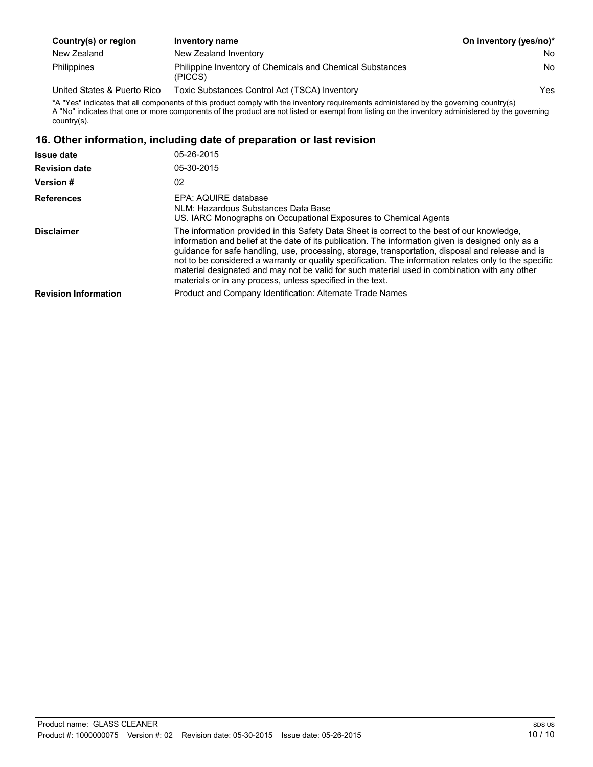| Country(s) or region | Inventory name | On inventory (yes/no)* |
|---|---|---|
| New Zealand | New Zealand Inventory | No |
| Philippines | Philippine Inventory of Chemicals and Chemical Substances (PICCS) | No |
| United States & Puerto Rico | Toxic Substances Control Act (TSCA) Inventory | Yes |

*A "Yes" indicates that all components of this product comply with the inventory requirements administered by the governing country(s)
A "No" indicates that one or more components of the product are not listed or exempt from listing on the inventory administered by the governing country(s).

## 16. Other information, including date of preparation or last revision

| | |
|---|---|
| **Issue date** | 05-26-2015 |
| **Revision date** | 05-30-2015 |
| **Version #** | 02 |
| **References** | EPA: AQUIRE database<br>NLM: Hazardous Substances Data Base<br>US. IARC Monographs on Occupational Exposures to Chemical Agents |
| **Disclaimer** | The information provided in this Safety Data Sheet is correct to the best of our knowledge, information and belief at the date of its publication. The information given is designed only as a guidance for safe handling, use, processing, storage, transportation, disposal and release and is not to be considered a warranty or quality specification. The information relates only to the specific material designated and may not be valid for such material used in combination with any other materials or in any process, unless specified in the text. |
| **Revision Information** | Product and Company Identification: Alternate Trade Names |